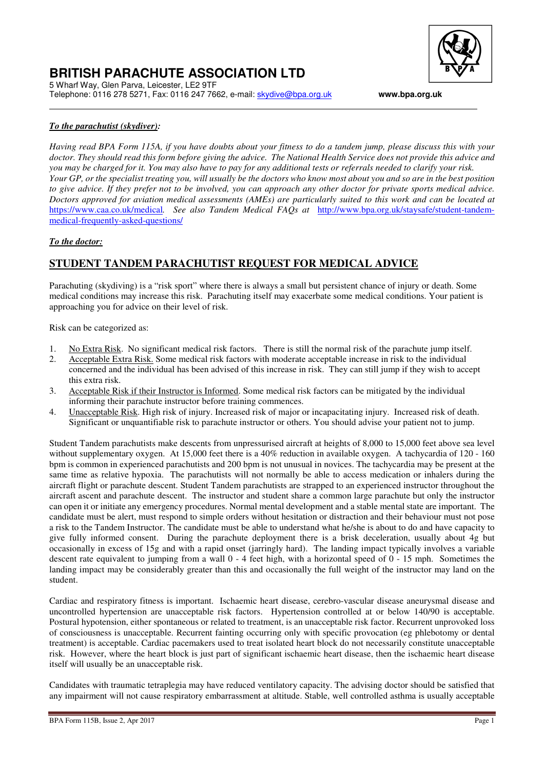# BRITISH PARACHUTE ASSOCIATION LTD

5 Wharf Way, Glen Parva, Leicester, LE2 9TF
Telephone: 0116 278 5271, Fax: 0116 247 7662, e-mail: skydive@bpa.org.uk www.bpa.org.uk

***To the parachutist (skydiver):***

*Having read BPA Form 115A, if you have doubts about your fitness to do a tandem jump, please discuss this with your doctor. They should read this form before giving the advice. The National Health Service does not provide this advice and you may be charged for it. You may also have to pay for any additional tests or referrals needed to clarify your risk. Your GP, or the specialist treating you, will usually be the doctors who know most about you and so are in the best position to give advice. If they prefer not to be involved, you can approach any other doctor for private sports medical advice. Doctors approved for aviation medical assessments (AMEs) are particularly suited to this work and can be located at https://www.caa.co.uk/medical. See also Tandem Medical FAQs at http://www.bpa.org.uk/staysafe/student-tandem-medical-frequently-asked-questions/*

***To the doctor:***

## STUDENT TANDEM PARACHUTIST REQUEST FOR MEDICAL ADVICE

Parachuting (skydiving) is a "risk sport" where there is always a small but persistent chance of injury or death. Some medical conditions may increase this risk. Parachuting itself may exacerbate some medical conditions. Your patient is approaching you for advice on their level of risk.

Risk can be categorized as:

1. No Extra Risk. No significant medical risk factors. There is still the normal risk of the parachute jump itself.
2. Acceptable Extra Risk. Some medical risk factors with moderate acceptable increase in risk to the individual concerned and the individual has been advised of this increase in risk. They can still jump if they wish to accept this extra risk.
3. Acceptable Risk if their Instructor is Informed. Some medical risk factors can be mitigated by the individual informing their parachute instructor before training commences.
4. Unacceptable Risk. High risk of injury. Increased risk of major or incapacitating injury. Increased risk of death. Significant or unquantifiable risk to parachute instructor or others. You should advise your patient not to jump.

Student Tandem parachutists make descents from unpressurised aircraft at heights of 8,000 to 15,000 feet above sea level without supplementary oxygen. At 15,000 feet there is a 40% reduction in available oxygen. A tachycardia of 120 - 160 bpm is common in experienced parachutists and 200 bpm is not unusual in novices. The tachycardia may be present at the same time as relative hypoxia. The parachutists will not normally be able to access medication or inhalers during the aircraft flight or parachute descent. Student Tandem parachutists are strapped to an experienced instructor throughout the aircraft ascent and parachute descent. The instructor and student share a common large parachute but only the instructor can open it or initiate any emergency procedures. Normal mental development and a stable mental state are important. The candidate must be alert, must respond to simple orders without hesitation or distraction and their behaviour must not pose a risk to the Tandem Instructor. The candidate must be able to understand what he/she is about to do and have capacity to give fully informed consent. During the parachute deployment there is a brisk deceleration, usually about 4g but occasionally in excess of 15g and with a rapid onset (jarringly hard). The landing impact typically involves a variable descent rate equivalent to jumping from a wall 0 - 4 feet high, with a horizontal speed of 0 - 15 mph. Sometimes the landing impact may be considerably greater than this and occasionally the full weight of the instructor may land on the student.

Cardiac and respiratory fitness is important. Ischaemic heart disease, cerebro-vascular disease aneurysmal disease and uncontrolled hypertension are unacceptable risk factors. Hypertension controlled at or below 140/90 is acceptable. Postural hypotension, either spontaneous or related to treatment, is an unacceptable risk factor. Recurrent unprovoked loss of consciousness is unacceptable. Recurrent fainting occurring only with specific provocation (eg phlebotomy or dental treatment) is acceptable. Cardiac pacemakers used to treat isolated heart block do not necessarily constitute unacceptable risk. However, where the heart block is just part of significant ischaemic heart disease, then the ischaemic heart disease itself will usually be an unacceptable risk.

Candidates with traumatic tetraplegia may have reduced ventilatory capacity. The advising doctor should be satisfied that any impairment will not cause respiratory embarrassment at altitude. Stable, well controlled asthma is usually acceptable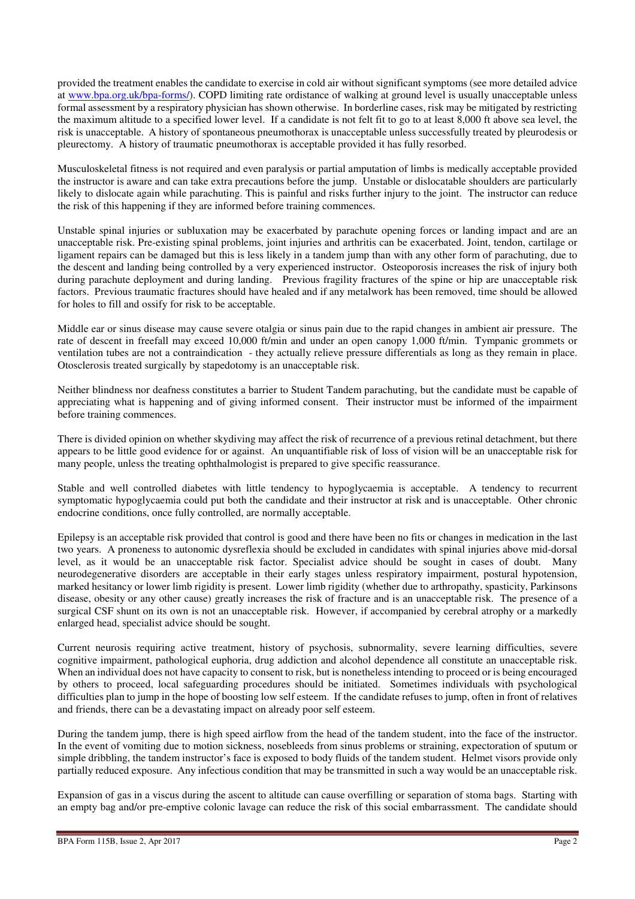provided the treatment enables the candidate to exercise in cold air without significant symptoms (see more detailed advice at [www.bpa.org.uk/bpa-forms/](www.bpa.org.uk/bpa-forms/)). COPD limiting rate ordistance of walking at ground level is usually unacceptable unless formal assessment by a respiratory physician has shown otherwise. In borderline cases, risk may be mitigated by restricting the maximum altitude to a specified lower level. If a candidate is not felt fit to go to at least 8,000 ft above sea level, the risk is unacceptable. A history of spontaneous pneumothorax is unacceptable unless successfully treated by pleurodesis or pleurectomy. A history of traumatic pneumothorax is acceptable provided it has fully resorbed.

Musculoskeletal fitness is not required and even paralysis or partial amputation of limbs is medically acceptable provided the instructor is aware and can take extra precautions before the jump. Unstable or dislocatable shoulders are particularly likely to dislocate again while parachuting. This is painful and risks further injury to the joint. The instructor can reduce the risk of this happening if they are informed before training commences.

Unstable spinal injuries or subluxation may be exacerbated by parachute opening forces or landing impact and are an unacceptable risk. Pre-existing spinal problems, joint injuries and arthritis can be exacerbated. Joint, tendon, cartilage or ligament repairs can be damaged but this is less likely in a tandem jump than with any other form of parachuting, due to the descent and landing being controlled by a very experienced instructor. Osteoporosis increases the risk of injury both during parachute deployment and during landing. Previous fragility fractures of the spine or hip are unacceptable risk factors. Previous traumatic fractures should have healed and if any metalwork has been removed, time should be allowed for holes to fill and ossify for risk to be acceptable.

Middle ear or sinus disease may cause severe otalgia or sinus pain due to the rapid changes in ambient air pressure. The rate of descent in freefall may exceed 10,000 ft/min and under an open canopy 1,000 ft/min. Tympanic grommets or ventilation tubes are not a contraindication - they actually relieve pressure differentials as long as they remain in place. Otosclerosis treated surgically by stapedotomy is an unacceptable risk.

Neither blindness nor deafness constitutes a barrier to Student Tandem parachuting, but the candidate must be capable of appreciating what is happening and of giving informed consent. Their instructor must be informed of the impairment before training commences.

There is divided opinion on whether skydiving may affect the risk of recurrence of a previous retinal detachment, but there appears to be little good evidence for or against. An unquantifiable risk of loss of vision will be an unacceptable risk for many people, unless the treating ophthalmologist is prepared to give specific reassurance.

Stable and well controlled diabetes with little tendency to hypoglycaemia is acceptable. A tendency to recurrent symptomatic hypoglycaemia could put both the candidate and their instructor at risk and is unacceptable. Other chronic endocrine conditions, once fully controlled, are normally acceptable.

Epilepsy is an acceptable risk provided that control is good and there have been no fits or changes in medication in the last two years. A proneness to autonomic dysreflexia should be excluded in candidates with spinal injuries above mid-dorsal level, as it would be an unacceptable risk factor. Specialist advice should be sought in cases of doubt. Many neurodegenerative disorders are acceptable in their early stages unless respiratory impairment, postural hypotension, marked hesitancy or lower limb rigidity is present. Lower limb rigidity (whether due to arthropathy, spasticity, Parkinsons disease, obesity or any other cause) greatly increases the risk of fracture and is an unacceptable risk. The presence of a surgical CSF shunt on its own is not an unacceptable risk. However, if accompanied by cerebral atrophy or a markedly enlarged head, specialist advice should be sought.

Current neurosis requiring active treatment, history of psychosis, subnormality, severe learning difficulties, severe cognitive impairment, pathological euphoria, drug addiction and alcohol dependence all constitute an unacceptable risk. When an individual does not have capacity to consent to risk, but is nonetheless intending to proceed or is being encouraged by others to proceed, local safeguarding procedures should be initiated. Sometimes individuals with psychological difficulties plan to jump in the hope of boosting low self esteem. If the candidate refuses to jump, often in front of relatives and friends, there can be a devastating impact on already poor self esteem.

During the tandem jump, there is high speed airflow from the head of the tandem student, into the face of the instructor. In the event of vomiting due to motion sickness, nosebleeds from sinus problems or straining, expectoration of sputum or simple dribbling, the tandem instructor's face is exposed to body fluids of the tandem student. Helmet visors provide only partially reduced exposure. Any infectious condition that may be transmitted in such a way would be an unacceptable risk.

Expansion of gas in a viscus during the ascent to altitude can cause overfilling or separation of stoma bags. Starting with an empty bag and/or pre-emptive colonic lavage can reduce the risk of this social embarrassment. The candidate should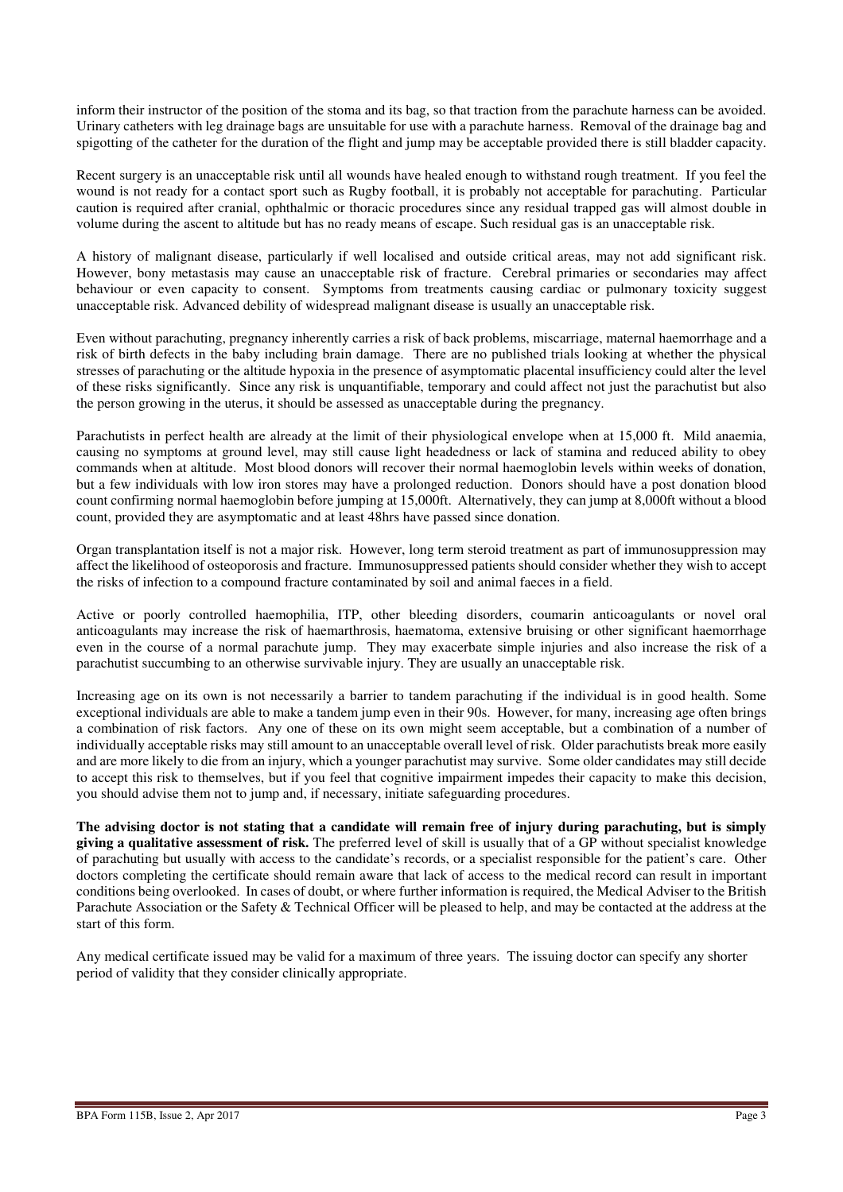inform their instructor of the position of the stoma and its bag, so that traction from the parachute harness can be avoided. Urinary catheters with leg drainage bags are unsuitable for use with a parachute harness. Removal of the drainage bag and spigotting of the catheter for the duration of the flight and jump may be acceptable provided there is still bladder capacity.

Recent surgery is an unacceptable risk until all wounds have healed enough to withstand rough treatment. If you feel the wound is not ready for a contact sport such as Rugby football, it is probably not acceptable for parachuting. Particular caution is required after cranial, ophthalmic or thoracic procedures since any residual trapped gas will almost double in volume during the ascent to altitude but has no ready means of escape. Such residual gas is an unacceptable risk.

A history of malignant disease, particularly if well localised and outside critical areas, may not add significant risk. However, bony metastasis may cause an unacceptable risk of fracture. Cerebral primaries or secondaries may affect behaviour or even capacity to consent. Symptoms from treatments causing cardiac or pulmonary toxicity suggest unacceptable risk. Advanced debility of widespread malignant disease is usually an unacceptable risk.

Even without parachuting, pregnancy inherently carries a risk of back problems, miscarriage, maternal haemorrhage and a risk of birth defects in the baby including brain damage. There are no published trials looking at whether the physical stresses of parachuting or the altitude hypoxia in the presence of asymptomatic placental insufficiency could alter the level of these risks significantly. Since any risk is unquantifiable, temporary and could affect not just the parachutist but also the person growing in the uterus, it should be assessed as unacceptable during the pregnancy.

Parachutists in perfect health are already at the limit of their physiological envelope when at 15,000 ft. Mild anaemia, causing no symptoms at ground level, may still cause light headedness or lack of stamina and reduced ability to obey commands when at altitude. Most blood donors will recover their normal haemoglobin levels within weeks of donation, but a few individuals with low iron stores may have a prolonged reduction. Donors should have a post donation blood count confirming normal haemoglobin before jumping at 15,000ft. Alternatively, they can jump at 8,000ft without a blood count, provided they are asymptomatic and at least 48hrs have passed since donation.

Organ transplantation itself is not a major risk. However, long term steroid treatment as part of immunosuppression may affect the likelihood of osteoporosis and fracture. Immunosuppressed patients should consider whether they wish to accept the risks of infection to a compound fracture contaminated by soil and animal faeces in a field.

Active or poorly controlled haemophilia, ITP, other bleeding disorders, coumarin anticoagulants or novel oral anticoagulants may increase the risk of haemarthrosis, haematoma, extensive bruising or other significant haemorrhage even in the course of a normal parachute jump. They may exacerbate simple injuries and also increase the risk of a parachutist succumbing to an otherwise survivable injury. They are usually an unacceptable risk.

Increasing age on its own is not necessarily a barrier to tandem parachuting if the individual is in good health. Some exceptional individuals are able to make a tandem jump even in their 90s. However, for many, increasing age often brings a combination of risk factors. Any one of these on its own might seem acceptable, but a combination of a number of individually acceptable risks may still amount to an unacceptable overall level of risk. Older parachutists break more easily and are more likely to die from an injury, which a younger parachutist may survive. Some older candidates may still decide to accept this risk to themselves, but if you feel that cognitive impairment impedes their capacity to make this decision, you should advise them not to jump and, if necessary, initiate safeguarding procedures.

**The advising doctor is not stating that a candidate will remain free of injury during parachuting, but is simply giving a qualitative assessment of risk.** The preferred level of skill is usually that of a GP without specialist knowledge of parachuting but usually with access to the candidate's records, or a specialist responsible for the patient's care. Other doctors completing the certificate should remain aware that lack of access to the medical record can result in important conditions being overlooked. In cases of doubt, or where further information is required, the Medical Adviser to the British Parachute Association or the Safety & Technical Officer will be pleased to help, and may be contacted at the address at the start of this form.

Any medical certificate issued may be valid for a maximum of three years. The issuing doctor can specify any shorter period of validity that they consider clinically appropriate.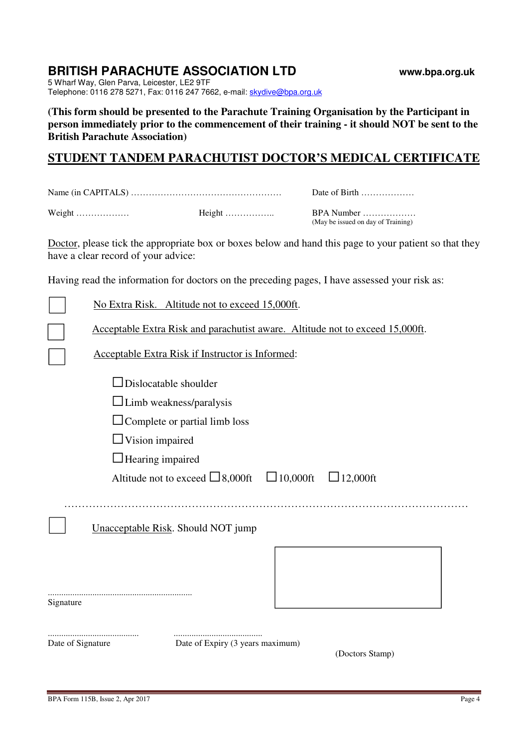## BRITISH PARACHUTE ASSOCIATION LTD

www.bpa.org.uk

5 Wharf Way, Glen Parva, Leicester, LE2 9TF
Telephone: 0116 278 5271, Fax: 0116 247 7662, e-mail: skydive@bpa.org.uk

**(This form should be presented to the Parachute Training Organisation by the Participant in person immediately prior to the commencement of their training - it should NOT be sent to the British Parachute Association)**

# STUDENT TANDEM PARACHUTIST DOCTOR'S MEDICAL CERTIFICATE

Name (in CAPITALS) …………………………………………… Date of Birth ………………

Weight ……………… Height …………….. BPA Number ………………
(May be issued on day of Training)

Doctor, please tick the appropriate box or boxes below and hand this page to your patient so that they have a clear record of your advice:

Having read the information for doctors on the preceding pages, I have assessed your risk as:

☐ No Extra Risk. Altitude not to exceed 15,000ft.

☐ Acceptable Extra Risk and parachutist aware. Altitude not to exceed 15,000ft.

☐ Acceptable Extra Risk if Instructor is Informed:

- ☐ Dislocatable shoulder
- ☐ Limb weakness/paralysis
- ☐ Complete or partial limb loss
- ☐ Vision impaired
- ☐ Hearing impaired

Altitude not to exceed ☐ 8,000ft ☐ 10,000ft ☐ 12,000ft

……………………………………………………………………………………………………

☐ Unacceptable Risk. Should NOT jump

……………………………………………………
Signature

…………………………… ……………………………
Date of Signature Date of Expiry (3 years maximum)

(Doctors Stamp)

BPA Form 115B, Issue 2, Apr 2017